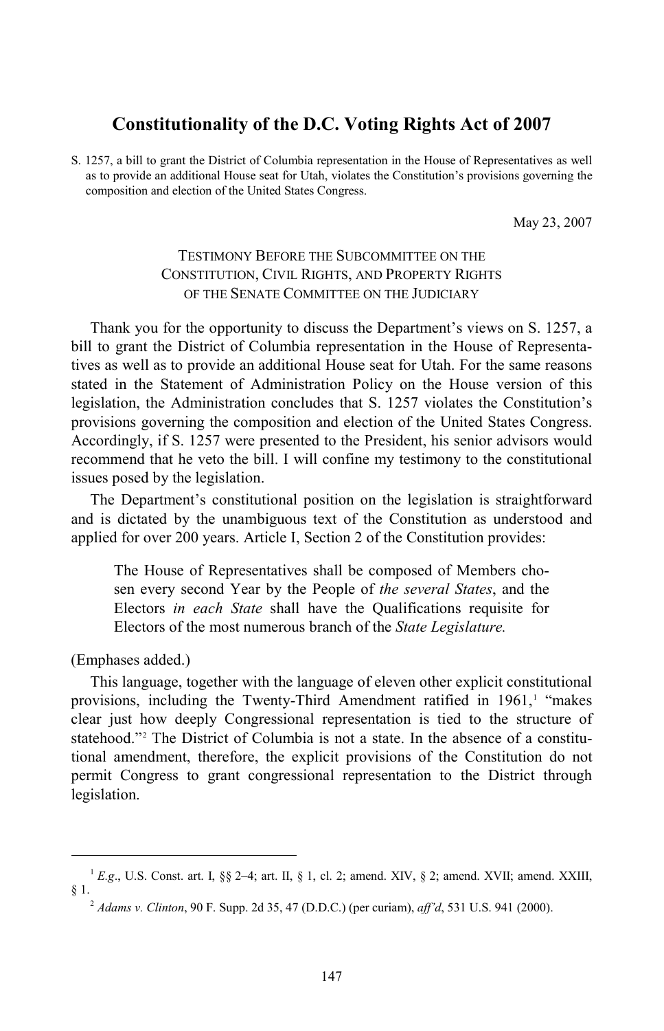# Constitutionality of the D.C. Voting Rights Act of 2007

S. 1257, a bill to grant the District of Columbia representation in the House of Representatives as well as to provide an additional House seat for Utah, violates the Constitution's provisions governing the composition and election of the United States Congress.

May 23, 2007

TESTIMONY BEFORE THE SUBCOMMITTEE ON THE CONSTITUTION, CIVIL RIGHTS, AND PROPERTY RIGHTS OF THE SENATE COMMITTEE ON THE JUDICIARY

Thank you for the opportunity to discuss the Department's views on S. 1257, a bill to grant the District of Columbia representation in the House of Representatives as well as to provide an additional House seat for Utah. For the same reasons stated in the Statement of Administration Policy on the House version of this legislation, the Administration concludes that S. 1257 violates the Constitution's provisions governing the composition and election of the United States Congress. Accordingly, if S. 1257 were presented to the President, his senior advisors would recommend that he veto the bill. I will confine my testimony to the constitutional issues posed by the legislation.

The Department's constitutional position on the legislation is straightforward and is dictated by the unambiguous text of the Constitution as understood and applied for over 200 years. Article I, Section 2 of the Constitution provides:

> The House of Representatives shall be composed of Members chosen every second Year by the People of *the several States*, and the Electors *in each State* shall have the Qualifications requisite for Electors of the most numerous branch of the *State Legislature.*

(Emphases added.)

This language, together with the language of eleven other explicit constitutional provisions, including the Twenty-Third Amendment ratified in 1961,[1] "makes clear just how deeply Congressional representation is tied to the structure of statehood."[2] The District of Columbia is not a state. In the absence of a constitutional amendment, therefore, the explicit provisions of the Constitution do not permit Congress to grant congressional representation to the District through legislation.

---

[1] *E.g.*, U.S. Const. art. I, §§ 2–4; art. II, § 1, cl. 2; amend. XIV, § 2; amend. XVII; amend. XXIII, § 1.

[2] *Adams v. Clinton*, 90 F. Supp. 2d 35, 47 (D.D.C.) (per curiam), *aff'd*, 531 U.S. 941 (2000).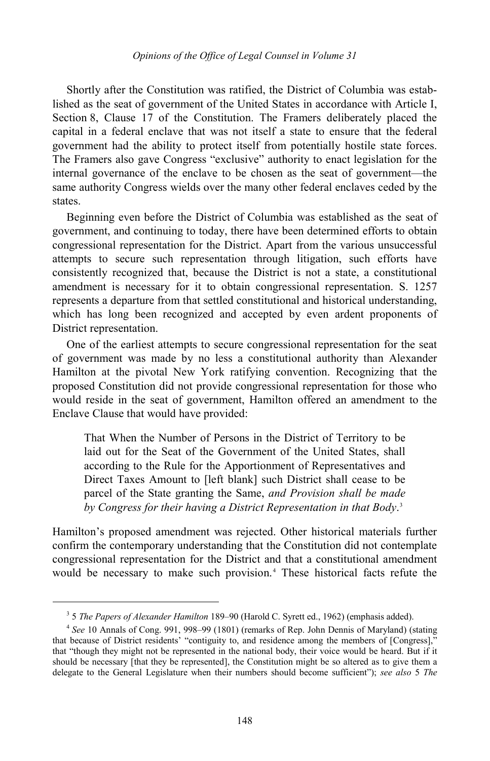Shortly after the Constitution was ratified, the District of Columbia was established as the seat of government of the United States in accordance with Article I, Section 8, Clause 17 of the Constitution. The Framers deliberately placed the capital in a federal enclave that was not itself a state to ensure that the federal government had the ability to protect itself from potentially hostile state forces. The Framers also gave Congress "exclusive" authority to enact legislation for the internal governance of the enclave to be chosen as the seat of government—the same authority Congress wields over the many other federal enclaves ceded by the states.

Beginning even before the District of Columbia was established as the seat of government, and continuing to today, there have been determined efforts to obtain congressional representation for the District. Apart from the various unsuccessful attempts to secure such representation through litigation, such efforts have consistently recognized that, because the District is not a state, a constitutional amendment is necessary for it to obtain congressional representation. S. 1257 represents a departure from that settled constitutional and historical understanding, which has long been recognized and accepted by even ardent proponents of District representation.

One of the earliest attempts to secure congressional representation for the seat of government was made by no less a constitutional authority than Alexander Hamilton at the pivotal New York ratifying convention. Recognizing that the proposed Constitution did not provide congressional representation for those who would reside in the seat of government, Hamilton offered an amendment to the Enclave Clause that would have provided:

> That When the Number of Persons in the District of Territory to be laid out for the Seat of the Government of the United States, shall according to the Rule for the Apportionment of Representatives and Direct Taxes Amount to [left blank] such District shall cease to be parcel of the State granting the Same, *and Provision shall be made by Congress for their having a District Representation in that Body*.[3]

Hamilton's proposed amendment was rejected. Other historical materials further confirm the contemporary understanding that the Constitution did not contemplate congressional representation for the District and that a constitutional amendment would be necessary to make such provision.[4] These historical facts refute the

---

[3] 5 *The Papers of Alexander Hamilton* 189–90 (Harold C. Syrett ed., 1962) (emphasis added).

[4] *See* 10 Annals of Cong. 991, 998–99 (1801) (remarks of Rep. John Dennis of Maryland) (stating that because of District residents' "contiguity to, and residence among the members of [Congress]," that "though they might not be represented in the national body, their voice would be heard. But if it should be necessary [that they be represented], the Constitution might be so altered as to give them a delegate to the General Legislature when their numbers should become sufficient"); *see also* 5 *The*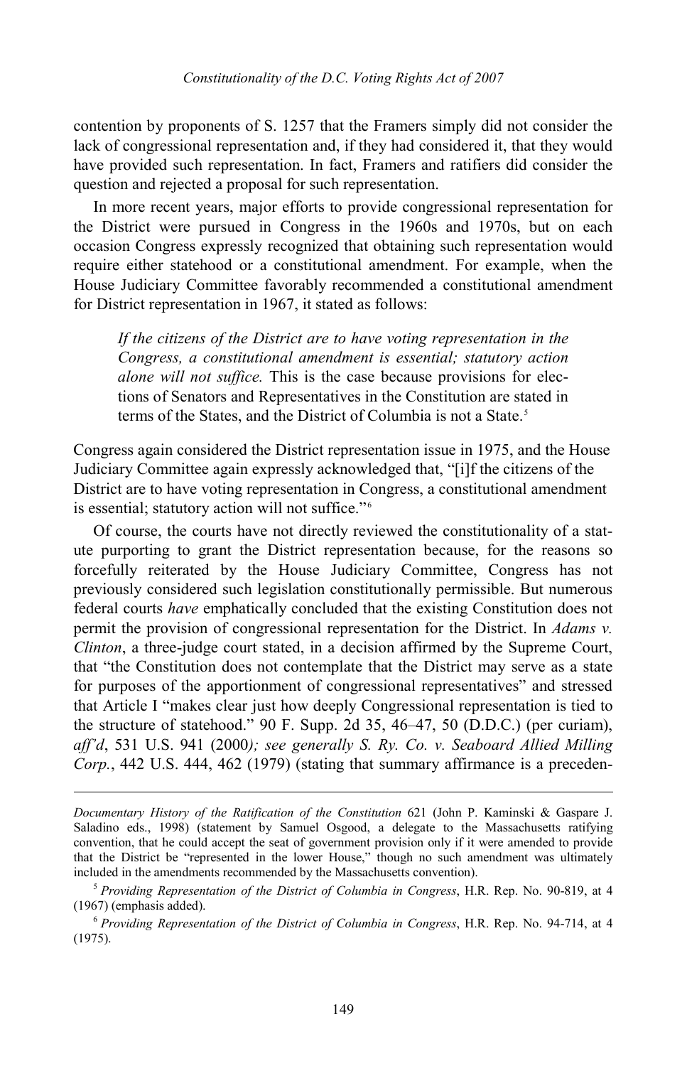contention by proponents of S. 1257 that the Framers simply did not consider the lack of congressional representation and, if they had considered it, that they would have provided such representation. In fact, Framers and ratifiers did consider the question and rejected a proposal for such representation.

In more recent years, major efforts to provide congressional representation for the District were pursued in Congress in the 1960s and 1970s, but on each occasion Congress expressly recognized that obtaining such representation would require either statehood or a constitutional amendment. For example, when the House Judiciary Committee favorably recommended a constitutional amendment for District representation in 1967, it stated as follows:

> *If the citizens of the District are to have voting representation in the Congress, a constitutional amendment is essential; statutory action alone will not suffice.* This is the case because provisions for elections of Senators and Representatives in the Constitution are stated in terms of the States, and the District of Columbia is not a State.[5]

Congress again considered the District representation issue in 1975, and the House Judiciary Committee again expressly acknowledged that, "[i]f the citizens of the District are to have voting representation in Congress, a constitutional amendment is essential; statutory action will not suffice."[6]

Of course, the courts have not directly reviewed the constitutionality of a statute purporting to grant the District representation because, for the reasons so forcefully reiterated by the House Judiciary Committee, Congress has not previously considered such legislation constitutionally permissible. But numerous federal courts *have* emphatically concluded that the existing Constitution does not permit the provision of congressional representation for the District. In *Adams v. Clinton*, a three-judge court stated, in a decision affirmed by the Supreme Court, that "the Constitution does not contemplate that the District may serve as a state for purposes of the apportionment of congressional representatives" and stressed that Article I "makes clear just how deeply Congressional representation is tied to the structure of statehood." 90 F. Supp. 2d 35, 46–47, 50 (D.D.C.) (per curiam), *aff'd*, 531 U.S. 941 (2000*); see generally S. Ry. Co. v. Seaboard Allied Milling Corp.*, 442 U.S. 444, 462 (1979) (stating that summary affirmance is a preceden-

---

*Documentary History of the Ratification of the Constitution* 621 (John P. Kaminski & Gaspare J. Saladino eds., 1998) (statement by Samuel Osgood, a delegate to the Massachusetts ratifying convention, that he could accept the seat of government provision only if it were amended to provide that the District be "represented in the lower House," though no such amendment was ultimately included in the amendments recommended by the Massachusetts convention).

[5] *Providing Representation of the District of Columbia in Congress*, H.R. Rep. No. 90-819, at 4 (1967) (emphasis added).

[6] *Providing Representation of the District of Columbia in Congress*, H.R. Rep. No. 94-714, at 4 (1975).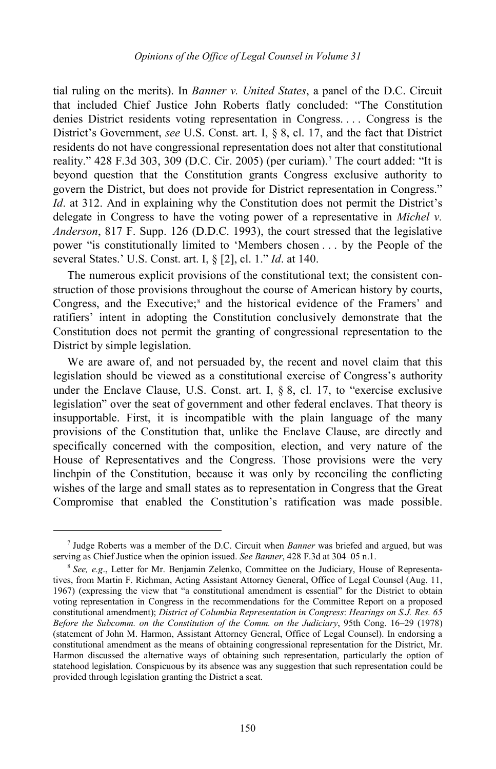tial ruling on the merits). In *Banner v. United States*, a panel of the D.C. Circuit that included Chief Justice John Roberts flatly concluded: "The Constitution denies District residents voting representation in Congress. . . . Congress is the District's Government, *see* U.S. Const. art. I, § 8, cl. 17, and the fact that District residents do not have congressional representation does not alter that constitutional reality." 428 F.3d 303, 309 (D.C. Cir. 2005) (per curiam).[7] The court added: "It is beyond question that the Constitution grants Congress exclusive authority to govern the District, but does not provide for District representation in Congress." *Id*. at 312. And in explaining why the Constitution does not permit the District's delegate in Congress to have the voting power of a representative in *Michel v. Anderson*, 817 F. Supp. 126 (D.D.C. 1993), the court stressed that the legislative power "is constitutionally limited to 'Members chosen . . . by the People of the several States.' U.S. Const. art. I, § [2], cl. 1." *Id*. at 140.

The numerous explicit provisions of the constitutional text; the consistent construction of those provisions throughout the course of American history by courts, Congress, and the Executive;[8] and the historical evidence of the Framers' and ratifiers' intent in adopting the Constitution conclusively demonstrate that the Constitution does not permit the granting of congressional representation to the District by simple legislation.

We are aware of, and not persuaded by, the recent and novel claim that this legislation should be viewed as a constitutional exercise of Congress's authority under the Enclave Clause, U.S. Const. art. I, § 8, cl. 17, to "exercise exclusive legislation" over the seat of government and other federal enclaves. That theory is insupportable. First, it is incompatible with the plain language of the many provisions of the Constitution that, unlike the Enclave Clause, are directly and specifically concerned with the composition, election, and very nature of the House of Representatives and the Congress. Those provisions were the very linchpin of the Constitution, because it was only by reconciling the conflicting wishes of the large and small states as to representation in Congress that the Great Compromise that enabled the Constitution's ratification was made possible.

---

[7] Judge Roberts was a member of the D.C. Circuit when *Banner* was briefed and argued, but was serving as Chief Justice when the opinion issued. *See Banner*, 428 F.3d at 304–05 n.1.

[8] *See, e.g*., Letter for Mr. Benjamin Zelenko, Committee on the Judiciary, House of Representatives, from Martin F. Richman, Acting Assistant Attorney General, Office of Legal Counsel (Aug. 11, 1967) (expressing the view that "a constitutional amendment is essential" for the District to obtain voting representation in Congress in the recommendations for the Committee Report on a proposed constitutional amendment); *District of Columbia Representation in Congress*: *Hearings on S.J. Res. 65 Before the Subcomm. on the Constitution of the Comm. on the Judiciary*, 95th Cong. 16–29 (1978) (statement of John M. Harmon, Assistant Attorney General, Office of Legal Counsel). In endorsing a constitutional amendment as the means of obtaining congressional representation for the District, Mr. Harmon discussed the alternative ways of obtaining such representation, particularly the option of statehood legislation. Conspicuous by its absence was any suggestion that such representation could be provided through legislation granting the District a seat.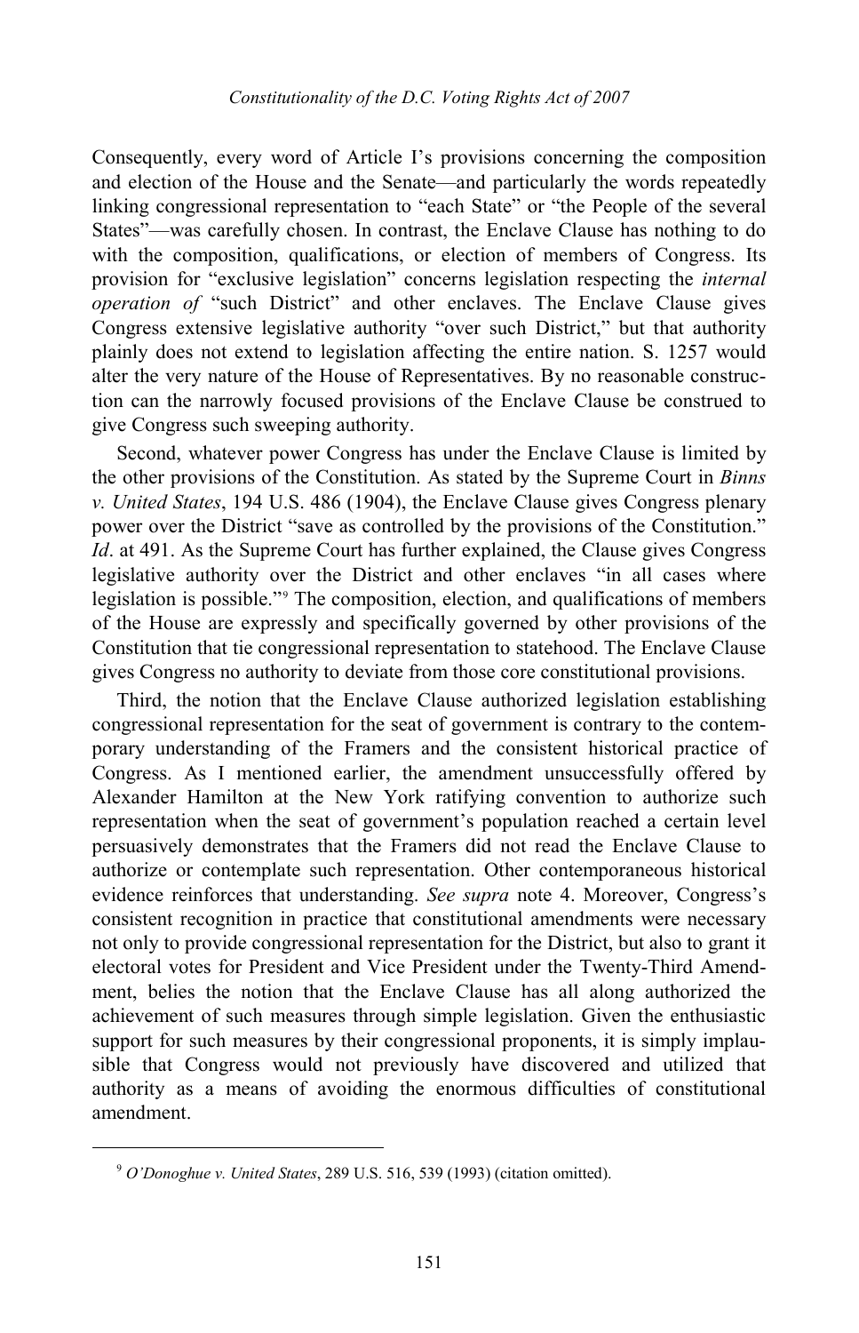Consequently, every word of Article I's provisions concerning the composition and election of the House and the Senate—and particularly the words repeatedly linking congressional representation to "each State" or "the People of the several States"—was carefully chosen. In contrast, the Enclave Clause has nothing to do with the composition, qualifications, or election of members of Congress. Its provision for "exclusive legislation" concerns legislation respecting the *internal operation of* "such District" and other enclaves. The Enclave Clause gives Congress extensive legislative authority "over such District," but that authority plainly does not extend to legislation affecting the entire nation. S. 1257 would alter the very nature of the House of Representatives. By no reasonable construction can the narrowly focused provisions of the Enclave Clause be construed to give Congress such sweeping authority.

Second, whatever power Congress has under the Enclave Clause is limited by the other provisions of the Constitution. As stated by the Supreme Court in *Binns v. United States*, 194 U.S. 486 (1904), the Enclave Clause gives Congress plenary power over the District "save as controlled by the provisions of the Constitution." *Id*. at 491. As the Supreme Court has further explained, the Clause gives Congress legislative authority over the District and other enclaves "in all cases where legislation is possible."[9] The composition, election, and qualifications of members of the House are expressly and specifically governed by other provisions of the Constitution that tie congressional representation to statehood. The Enclave Clause gives Congress no authority to deviate from those core constitutional provisions.

Third, the notion that the Enclave Clause authorized legislation establishing congressional representation for the seat of government is contrary to the contemporary understanding of the Framers and the consistent historical practice of Congress. As I mentioned earlier, the amendment unsuccessfully offered by Alexander Hamilton at the New York ratifying convention to authorize such representation when the seat of government's population reached a certain level persuasively demonstrates that the Framers did not read the Enclave Clause to authorize or contemplate such representation. Other contemporaneous historical evidence reinforces that understanding. *See supra* note 4. Moreover, Congress's consistent recognition in practice that constitutional amendments were necessary not only to provide congressional representation for the District, but also to grant it electoral votes for President and Vice President under the Twenty-Third Amendment, belies the notion that the Enclave Clause has all along authorized the achievement of such measures through simple legislation. Given the enthusiastic support for such measures by their congressional proponents, it is simply implausible that Congress would not previously have discovered and utilized that authority as a means of avoiding the enormous difficulties of constitutional amendment.

[9] *O'Donoghue v. United States*, 289 U.S. 516, 539 (1993) (citation omitted).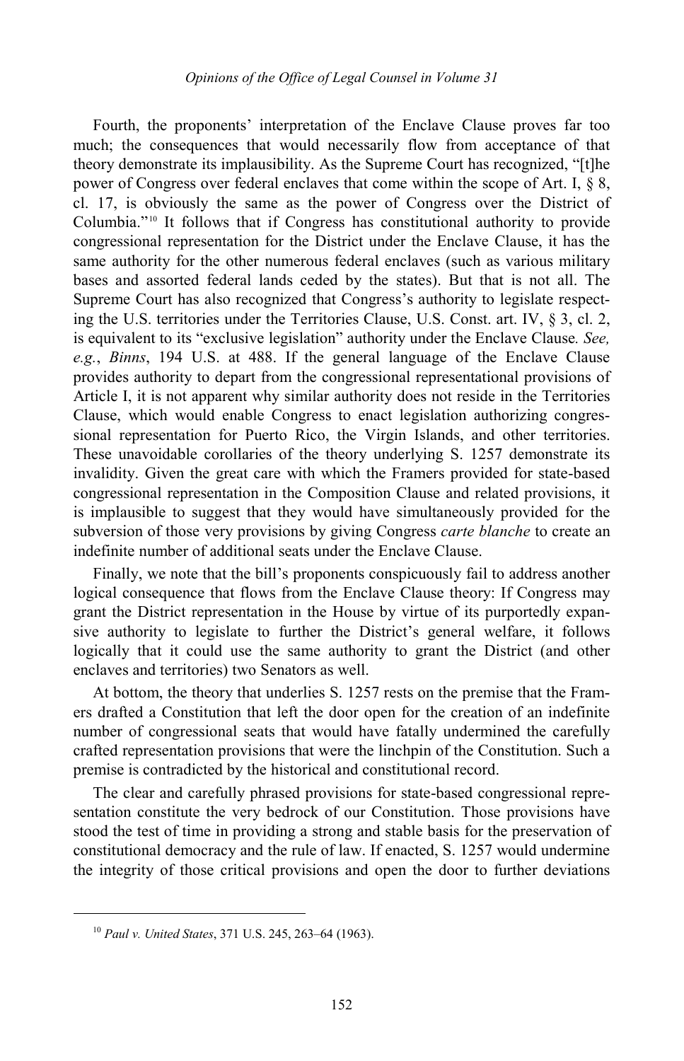Fourth, the proponents' interpretation of the Enclave Clause proves far too much; the consequences that would necessarily flow from acceptance of that theory demonstrate its implausibility. As the Supreme Court has recognized, "[t]he power of Congress over federal enclaves that come within the scope of Art. I, § 8, cl. 17, is obviously the same as the power of Congress over the District of Columbia."[10] It follows that if Congress has constitutional authority to provide congressional representation for the District under the Enclave Clause, it has the same authority for the other numerous federal enclaves (such as various military bases and assorted federal lands ceded by the states). But that is not all. The Supreme Court has also recognized that Congress's authority to legislate respecting the U.S. territories under the Territories Clause, U.S. Const. art. IV, § 3, cl. 2, is equivalent to its "exclusive legislation" authority under the Enclave Clause. *See, e.g.*, *Binns*, 194 U.S. at 488. If the general language of the Enclave Clause provides authority to depart from the congressional representational provisions of Article I, it is not apparent why similar authority does not reside in the Territories Clause, which would enable Congress to enact legislation authorizing congressional representation for Puerto Rico, the Virgin Islands, and other territories. These unavoidable corollaries of the theory underlying S. 1257 demonstrate its invalidity. Given the great care with which the Framers provided for state-based congressional representation in the Composition Clause and related provisions, it is implausible to suggest that they would have simultaneously provided for the subversion of those very provisions by giving Congress *carte blanche* to create an indefinite number of additional seats under the Enclave Clause.

Finally, we note that the bill's proponents conspicuously fail to address another logical consequence that flows from the Enclave Clause theory: If Congress may grant the District representation in the House by virtue of its purportedly expansive authority to legislate to further the District's general welfare, it follows logically that it could use the same authority to grant the District (and other enclaves and territories) two Senators as well.

At bottom, the theory that underlies S. 1257 rests on the premise that the Framers drafted a Constitution that left the door open for the creation of an indefinite number of congressional seats that would have fatally undermined the carefully crafted representation provisions that were the linchpin of the Constitution. Such a premise is contradicted by the historical and constitutional record.

The clear and carefully phrased provisions for state-based congressional representation constitute the very bedrock of our Constitution. Those provisions have stood the test of time in providing a strong and stable basis for the preservation of constitutional democracy and the rule of law. If enacted, S. 1257 would undermine the integrity of those critical provisions and open the door to further deviations

---

[10] *Paul v. United States*, 371 U.S. 245, 263–64 (1963).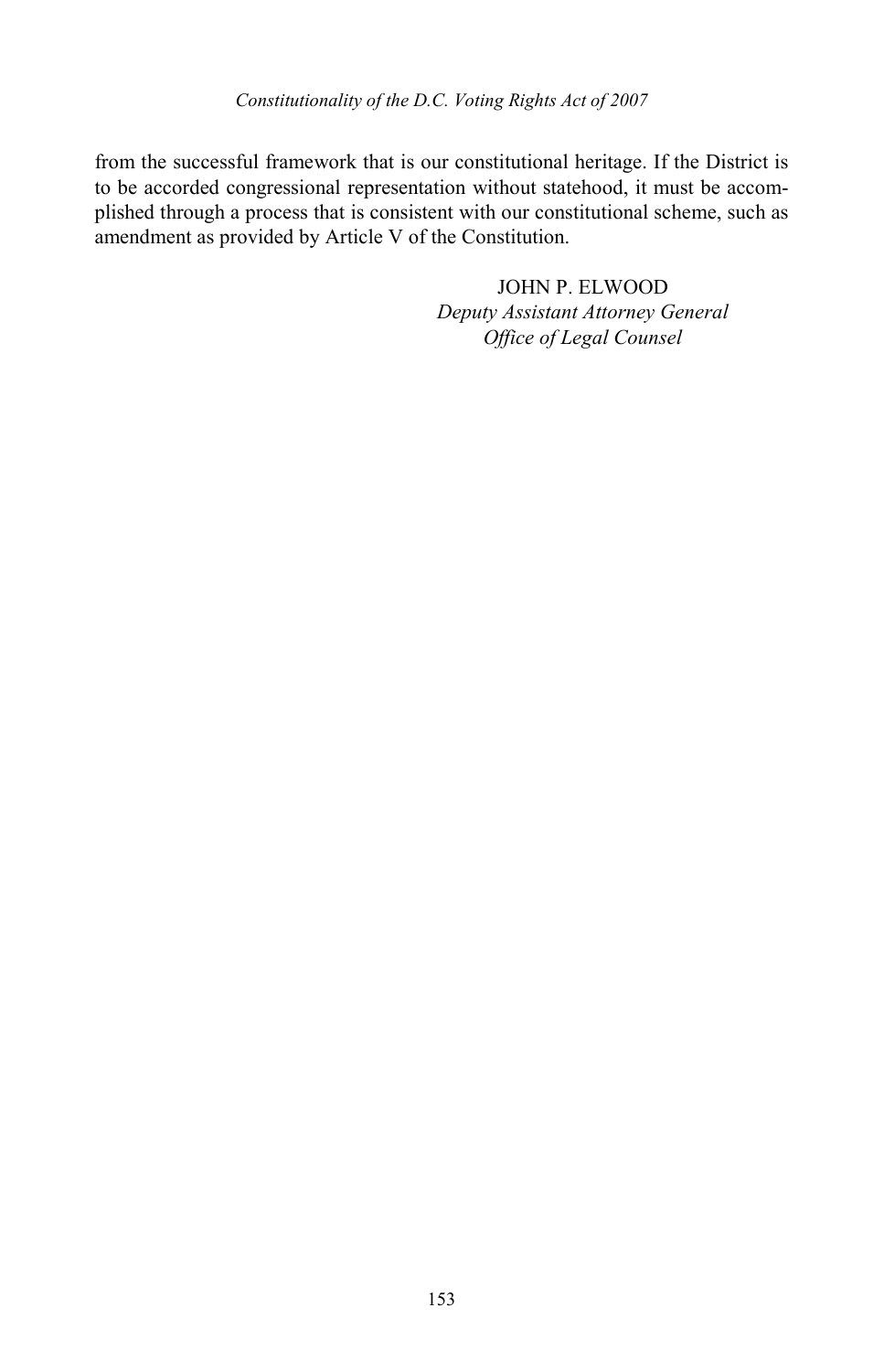from the successful framework that is our constitutional heritage. If the District is to be accorded congressional representation without statehood, it must be accomplished through a process that is consistent with our constitutional scheme, such as amendment as provided by Article V of the Constitution.

JOHN P. ELWOOD
*Deputy Assistant Attorney General*
*Office of Legal Counsel*